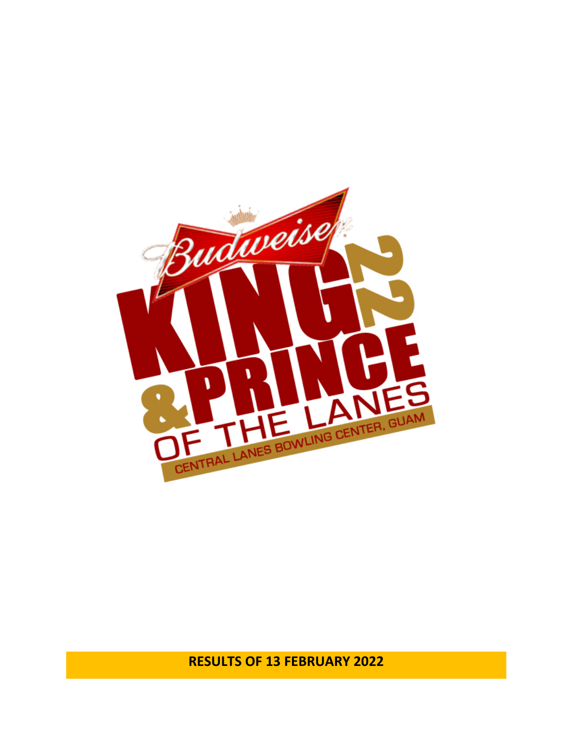Budweiser

# KING 22 & PRINCE OF THE LANES

CENTRAL LANES BOWLING CENTER, GUAM

**RESULTS OF 13 FEBRUARY 2022**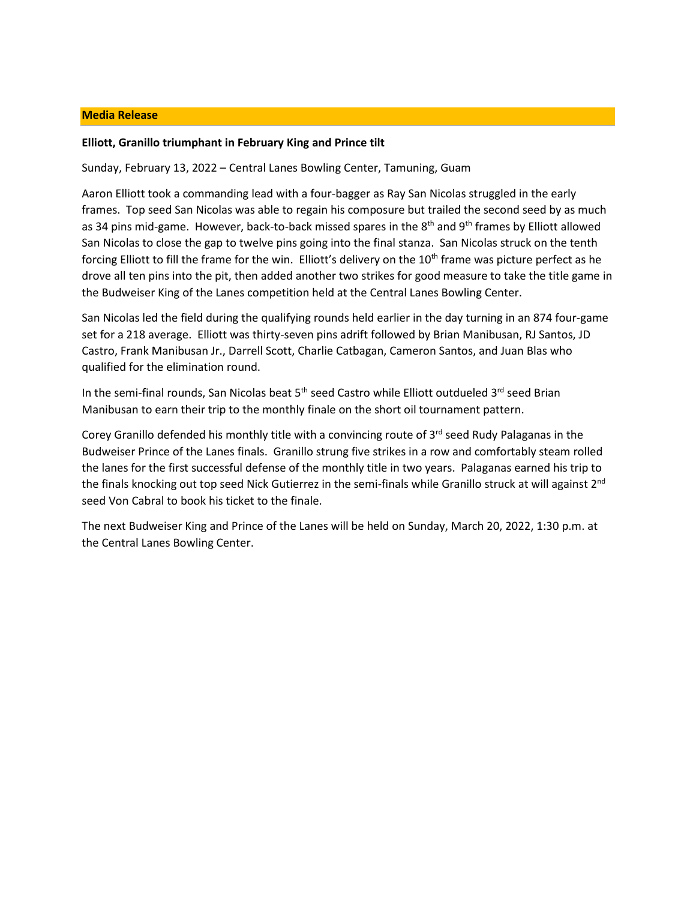**Media Release**

**Elliott, Granillo triumphant in February King and Prince tilt**

Sunday, February 13, 2022 – Central Lanes Bowling Center, Tamuning, Guam

Aaron Elliott took a commanding lead with a four-bagger as Ray San Nicolas struggled in the early frames. Top seed San Nicolas was able to regain his composure but trailed the second seed by as much as 34 pins mid-game. However, back-to-back missed spares in the 8th and 9th frames by Elliott allowed San Nicolas to close the gap to twelve pins going into the final stanza. San Nicolas struck on the tenth forcing Elliott to fill the frame for the win. Elliott's delivery on the 10th frame was picture perfect as he drove all ten pins into the pit, then added another two strikes for good measure to take the title game in the Budweiser King of the Lanes competition held at the Central Lanes Bowling Center.

San Nicolas led the field during the qualifying rounds held earlier in the day turning in an 874 four-game set for a 218 average. Elliott was thirty-seven pins adrift followed by Brian Manibusan, RJ Santos, JD Castro, Frank Manibusan Jr., Darrell Scott, Charlie Catbagan, Cameron Santos, and Juan Blas who qualified for the elimination round.

In the semi-final rounds, San Nicolas beat 5th seed Castro while Elliott outdueled 3rd seed Brian Manibusan to earn their trip to the monthly finale on the short oil tournament pattern.

Corey Granillo defended his monthly title with a convincing route of 3rd seed Rudy Palaganas in the Budweiser Prince of the Lanes finals. Granillo strung five strikes in a row and comfortably steam rolled the lanes for the first successful defense of the monthly title in two years. Palaganas earned his trip to the finals knocking out top seed Nick Gutierrez in the semi-finals while Granillo struck at will against 2nd seed Von Cabral to book his ticket to the finale.

The next Budweiser King and Prince of the Lanes will be held on Sunday, March 20, 2022, 1:30 p.m. at the Central Lanes Bowling Center.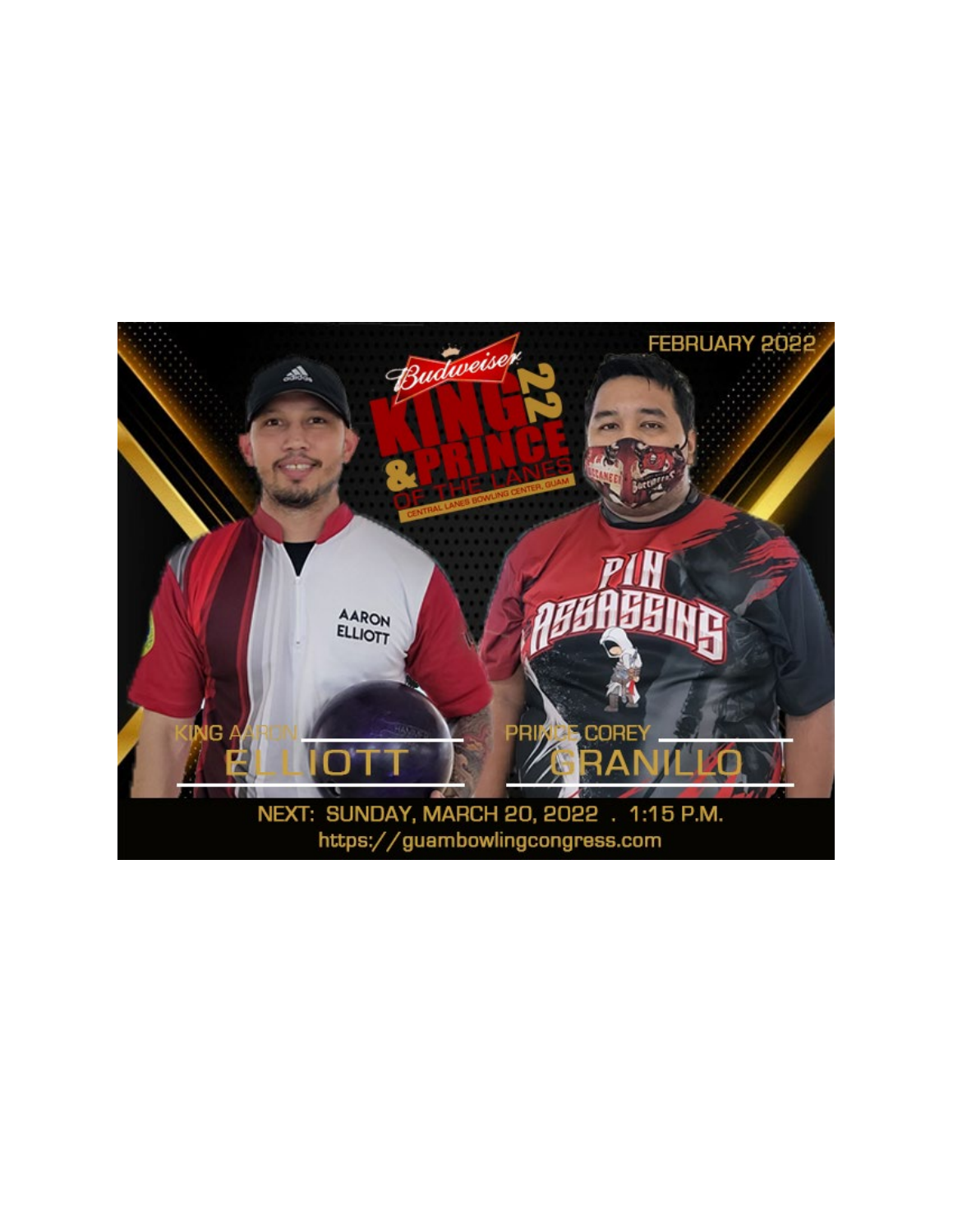FEBRUARY 2022

Budweiser

KING & PRINCE OF THE LANES 22

CENTRAL LANES BOWLING CENTER, GUAM

AARON ELLIOTT

PIN ASSASSINS

KING AARON ELLIOTT

PRINCE COREY GRANILLO

NEXT: SUNDAY, MARCH 20, 2022 . 1:15 P.M.

https://guambowlingcongress.com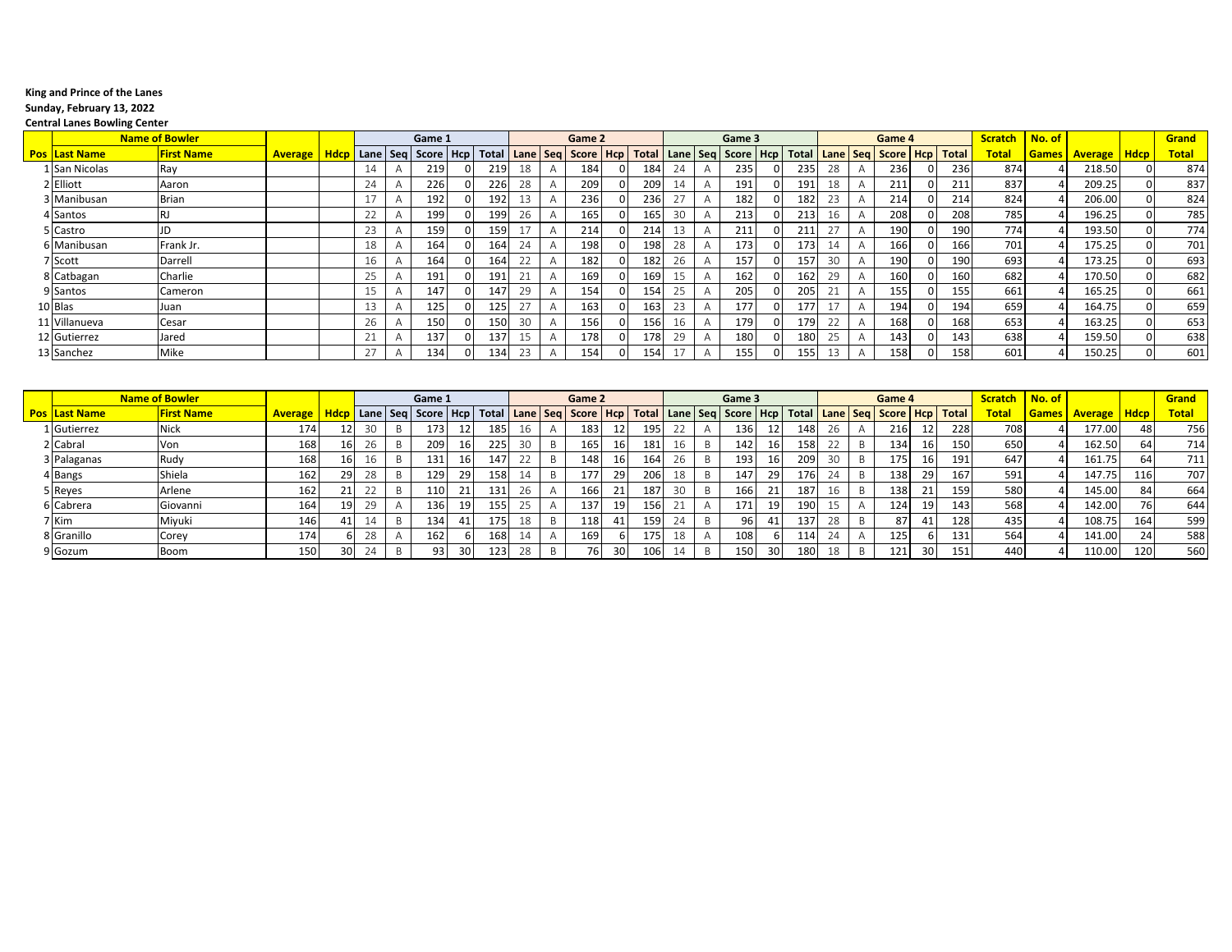**King and Prince of the Lanes**

**Sunday, February 13, 2022**

**Central Lanes Bowling Center**

| | Name of Bowler | | | | Game 1 | | | | | Game 2 | | | | | Game 3 | | | | | Game 4 | | | | | Scratch | No. of | | | Grand |
|---|---|---|---|---|---|---|---|---|---|---|---|---|---|---|---|---|---|---|---|---|---|---|---|---|---|---|---|---|---|
| Pos | Last Name | First Name | Average | Hdcp | Lane | Seq | Score | Hcp | Total | Lane | Seq | Score | Hcp | Total | Lane | Seq | Score | Hcp | Total | Lane | Seq | Score | Hcp | Total | Total | Games | Average | Hdcp | Total |
| 1 | San Nicolas | Ray | | | 14 | A | 219 | 0 | 219 | 18 | A | 184 | 0 | 184 | 24 | A | 235 | 0 | 235 | 28 | A | 236 | 0 | 236 | 874 | 4 | 218.50 | 0 | 874 |
| 2 | Elliott | Aaron | | | 24 | A | 226 | 0 | 226 | 28 | A | 209 | 0 | 209 | 14 | A | 191 | 0 | 191 | 18 | A | 211 | 0 | 211 | 837 | 4 | 209.25 | 0 | 837 |
| 3 | Manibusan | Brian | | | 17 | A | 192 | 0 | 192 | 13 | A | 236 | 0 | 236 | 27 | A | 182 | 0 | 182 | 23 | A | 214 | 0 | 214 | 824 | 4 | 206.00 | 0 | 824 |
| 4 | Santos | RJ | | | 22 | A | 199 | 0 | 199 | 26 | A | 165 | 0 | 165 | 30 | A | 213 | 0 | 213 | 16 | A | 208 | 0 | 208 | 785 | 4 | 196.25 | 0 | 785 |
| 5 | Castro | JD | | | 23 | A | 159 | 0 | 159 | 17 | A | 214 | 0 | 214 | 13 | A | 211 | 0 | 211 | 27 | A | 190 | 0 | 190 | 774 | 4 | 193.50 | 0 | 774 |
| 6 | Manibusan | Frank Jr. | | | 18 | A | 164 | 0 | 164 | 24 | A | 198 | 0 | 198 | 28 | A | 173 | 0 | 173 | 14 | A | 166 | 0 | 166 | 701 | 4 | 175.25 | 0 | 701 |
| 7 | Scott | Darrell | | | 16 | A | 164 | 0 | 164 | 22 | A | 182 | 0 | 182 | 26 | A | 157 | 0 | 157 | 30 | A | 190 | 0 | 190 | 693 | 4 | 173.25 | 0 | 693 |
| 8 | Catbagan | Charlie | | | 25 | A | 191 | 0 | 191 | 21 | A | 169 | 0 | 169 | 15 | A | 162 | 0 | 162 | 29 | A | 160 | 0 | 160 | 682 | 4 | 170.50 | 0 | 682 |
| 9 | Santos | Cameron | | | 15 | A | 147 | 0 | 147 | 29 | A | 154 | 0 | 154 | 25 | A | 205 | 0 | 205 | 21 | A | 155 | 0 | 155 | 661 | 4 | 165.25 | 0 | 661 |
| 10 | Blas | Juan | | | 13 | A | 125 | 0 | 125 | 27 | A | 163 | 0 | 163 | 23 | A | 177 | 0 | 177 | 17 | A | 194 | 0 | 194 | 659 | 4 | 164.75 | 0 | 659 |
| 11 | Villanueva | Cesar | | | 26 | A | 150 | 0 | 150 | 30 | A | 156 | 0 | 156 | 16 | A | 179 | 0 | 179 | 22 | A | 168 | 0 | 168 | 653 | 4 | 163.25 | 0 | 653 |
| 12 | Gutierrez | Jared | | | 21 | A | 137 | 0 | 137 | 15 | A | 178 | 0 | 178 | 29 | A | 180 | 0 | 180 | 25 | A | 143 | 0 | 143 | 638 | 4 | 159.50 | 0 | 638 |
| 13 | Sanchez | Mike | | | 27 | A | 134 | 0 | 134 | 23 | A | 154 | 0 | 154 | 17 | A | 155 | 0 | 155 | 13 | A | 158 | 0 | 158 | 601 | 4 | 150.25 | 0 | 601 |

| | Name of Bowler | | | | Game 1 | | | | | Game 2 | | | | | Game 3 | | | | | Game 4 | | | | | Scratch | No. of | | | Grand |
|---|---|---|---|---|---|---|---|---|---|---|---|---|---|---|---|---|---|---|---|---|---|---|---|---|---|---|---|---|---|
| Pos | Last Name | First Name | Average | Hdcp | Lane | Seq | Score | Hcp | Total | Lane | Seq | Score | Hcp | Total | Lane | Seq | Score | Hcp | Total | Lane | Seq | Score | Hcp | Total | Total | Games | Average | Hdcp | Total |
| 1 | Gutierrez | Nick | 174 | 12 | 30 | B | 173 | 12 | 185 | 16 | A | 183 | 12 | 195 | 22 | A | 136 | 12 | 148 | 26 | A | 216 | 12 | 228 | 708 | 4 | 177.00 | 48 | 756 |
| 2 | Cabral | Von | 168 | 16 | 26 | B | 209 | 16 | 225 | 30 | B | 165 | 16 | 181 | 16 | B | 142 | 16 | 158 | 22 | B | 134 | 16 | 150 | 650 | 4 | 162.50 | 64 | 714 |
| 3 | Palaganas | Rudy | 168 | 16 | 16 | B | 131 | 16 | 147 | 22 | B | 148 | 16 | 164 | 26 | B | 193 | 16 | 209 | 30 | B | 175 | 16 | 191 | 647 | 4 | 161.75 | 64 | 711 |
| 4 | Bangs | Shiela | 162 | 29 | 28 | B | 129 | 29 | 158 | 14 | B | 177 | 29 | 206 | 18 | B | 147 | 29 | 176 | 24 | B | 138 | 29 | 167 | 591 | 4 | 147.75 | 116 | 707 |
| 5 | Reyes | Arlene | 162 | 21 | 22 | B | 110 | 21 | 131 | 26 | A | 166 | 21 | 187 | 30 | B | 166 | 21 | 187 | 16 | B | 138 | 21 | 159 | 580 | 4 | 145.00 | 84 | 664 |
| 6 | Cabrera | Giovanni | 164 | 19 | 29 | A | 136 | 19 | 155 | 25 | A | 137 | 19 | 156 | 21 | A | 171 | 19 | 190 | 15 | A | 124 | 19 | 143 | 568 | 4 | 142.00 | 76 | 644 |
| 7 | Kim | Miyuki | 146 | 41 | 14 | B | 134 | 41 | 175 | 18 | B | 118 | 41 | 159 | 24 | B | 96 | 41 | 137 | 28 | B | 87 | 41 | 128 | 435 | 4 | 108.75 | 164 | 599 |
| 8 | Granillo | Corey | 174 | 6 | 28 | A | 162 | 6 | 168 | 14 | A | 169 | 6 | 175 | 18 | A | 108 | 6 | 114 | 24 | A | 125 | 6 | 131 | 564 | 4 | 141.00 | 24 | 588 |
| 9 | Gozum | Boom | 150 | 30 | 24 | B | 93 | 30 | 123 | 28 | B | 76 | 30 | 106 | 14 | B | 150 | 30 | 180 | 18 | B | 121 | 30 | 151 | 440 | 4 | 110.00 | 120 | 560 |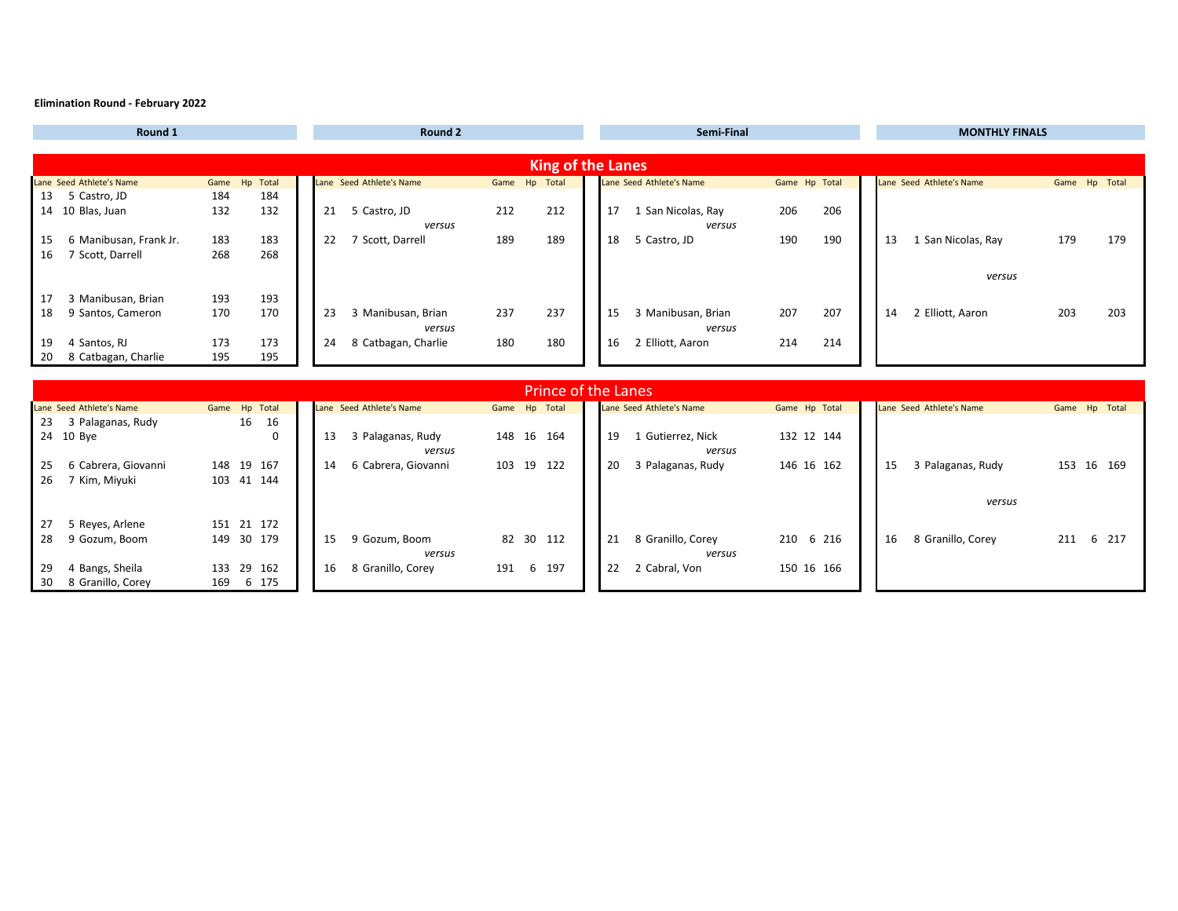**Elimination Round - February 2022**

## King of the Lanes

### Round 1

| Lane | Seed | Athlete's Name | Game | Hp | Total |
|---|---|---|---|---|---|
| 13 | 5 | Castro, JD | 184 | | 184 |
| 14 | 10 | Blas, Juan | 132 | | 132 |
| 15 | 6 | Manibusan, Frank Jr. | 183 | | 183 |
| 16 | 7 | Scott, Darrell | 268 | | 268 |
| 17 | 3 | Manibusan, Brian | 193 | | 193 |
| 18 | 9 | Santos, Cameron | 170 | | 170 |
| 19 | 4 | Santos, RJ | 173 | | 173 |
| 20 | 8 | Catbagan, Charlie | 195 | | 195 |

### Round 2

| Lane | Seed | Athlete's Name | Game | Hp | Total |
|---|---|---|---|---|---|
| 21 | 5 | Castro, JD | 212 | | 212 |
| | | *versus* | | | |
| 22 | 7 | Scott, Darrell | 189 | | 189 |
| 23 | 3 | Manibusan, Brian | 237 | | 237 |
| | | *versus* | | | |
| 24 | 8 | Catbagan, Charlie | 180 | | 180 |

### Semi-Final

| Lane | Seed | Athlete's Name | Game | Hp | Total |
|---|---|---|---|---|---|
| 17 | 1 | San Nicolas, Ray | 206 | | 206 |
| | | *versus* | | | |
| 18 | 5 | Castro, JD | 190 | | 190 |
| 15 | 3 | Manibusan, Brian | 207 | | 207 |
| | | *versus* | | | |
| 16 | 2 | Elliott, Aaron | 214 | | 214 |

### MONTHLY FINALS

| Lane | Seed | Athlete's Name | Game | Hp | Total |
|---|---|---|---|---|---|
| 13 | 1 | San Nicolas, Ray | 179 | | 179 |
| | | *versus* | | | |
| 14 | 2 | Elliott, Aaron | 203 | | 203 |

## Prince of the Lanes

### Round 1

| Lane | Seed | Athlete's Name | Game | Hp | Total |
|---|---|---|---|---|---|
| 23 | 3 | Palaganas, Rudy | | 16 | 16 |
| 24 | 10 | Bye | | | 0 |
| 25 | 6 | Cabrera, Giovanni | 148 | 19 | 167 |
| 26 | 7 | Kim, Miyuki | 103 | 41 | 144 |
| 27 | 5 | Reyes, Arlene | 151 | 21 | 172 |
| 28 | 9 | Gozum, Boom | 149 | 30 | 179 |
| 29 | 4 | Bangs, Sheila | 133 | 29 | 162 |
| 30 | 8 | Granillo, Corey | 169 | 6 | 175 |

### Round 2

| Lane | Seed | Athlete's Name | Game | Hp | Total |
|---|---|---|---|---|---|
| 13 | 3 | Palaganas, Rudy | 148 | 16 | 164 |
| | | *versus* | | | |
| 14 | 6 | Cabrera, Giovanni | 103 | 19 | 122 |
| 15 | 9 | Gozum, Boom | 82 | 30 | 112 |
| | | *versus* | | | |
| 16 | 8 | Granillo, Corey | 191 | 6 | 197 |

### Semi-Final

| Lane | Seed | Athlete's Name | Game | Hp | Total |
|---|---|---|---|---|---|
| 19 | 1 | Gutierrez, Nick | 132 | 12 | 144 |
| | | *versus* | | | |
| 20 | 3 | Palaganas, Rudy | 146 | 16 | 162 |
| 21 | 8 | Granillo, Corey | 210 | 6 | 216 |
| | | *versus* | | | |
| 22 | 2 | Cabral, Von | 150 | 16 | 166 |

### MONTHLY FINALS

| Lane | Seed | Athlete's Name | Game | Hp | Total |
|---|---|---|---|---|---|
| 15 | 3 | Palaganas, Rudy | 153 | 16 | 169 |
| | | *versus* | | | |
| 16 | 8 | Granillo, Corey | 211 | 6 | 217 |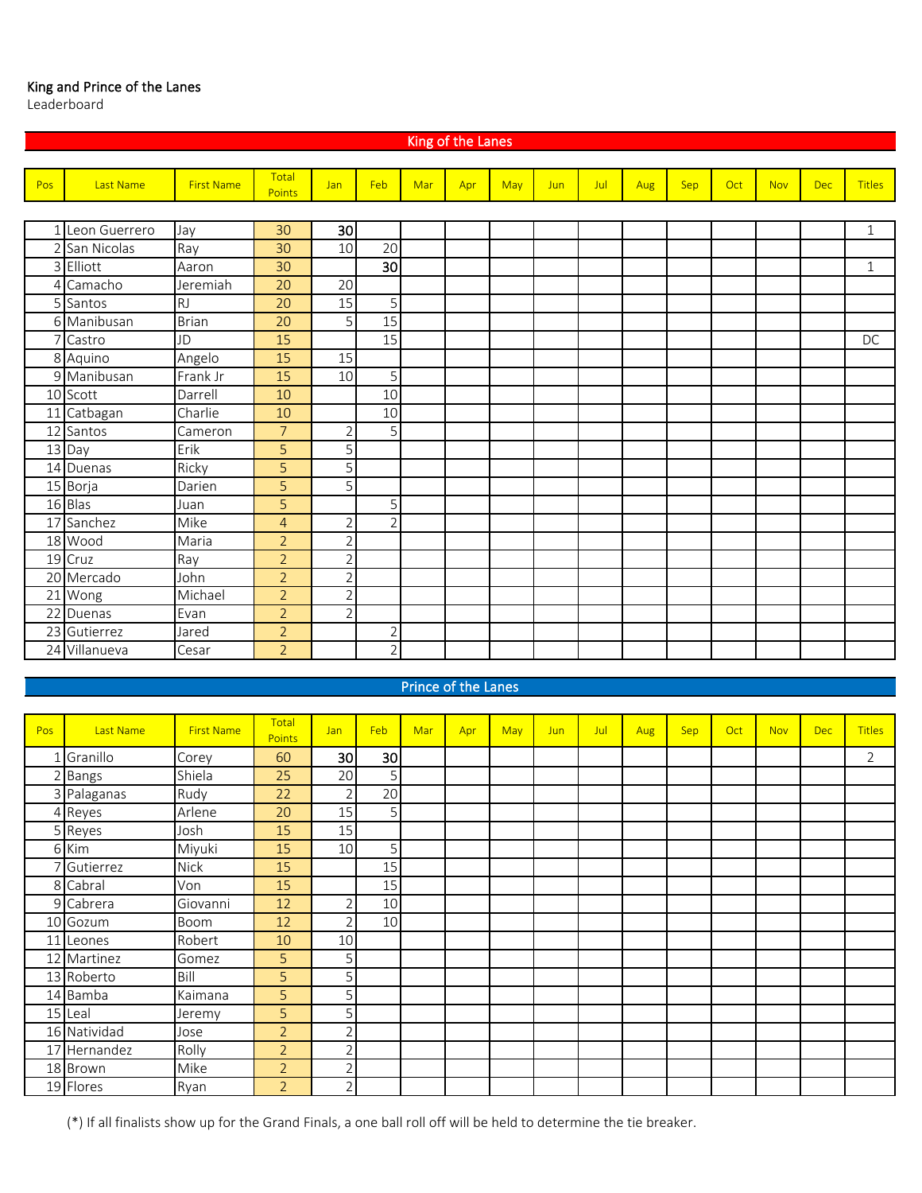King and Prince of the Lanes

Leaderboard

## King of the Lanes

| Pos | Last Name | First Name | Total Points | Jan | Feb | Mar | Apr | May | Jun | Jul | Aug | Sep | Oct | Nov | Dec | Titles |
|---|---|---|---|---|---|---|---|---|---|---|---|---|---|---|---|---|
| 1 | Leon Guerrero | Jay | 30 | **30** | | | | | | | | | | | | 1 |
| 2 | San Nicolas | Ray | 30 | 10 | 20 | | | | | | | | | | | |
| 3 | Elliott | Aaron | 30 | | **30** | | | | | | | | | | | 1 |
| 4 | Camacho | Jeremiah | 20 | 20 | | | | | | | | | | | | |
| 5 | Santos | RJ | 20 | 15 | 5 | | | | | | | | | | | |
| 6 | Manibusan | Brian | 20 | 5 | 15 | | | | | | | | | | | |
| 7 | Castro | JD | 15 | | 15 | | | | | | | | | | | DC |
| 8 | Aquino | Angelo | 15 | 15 | | | | | | | | | | | | |
| 9 | Manibusan | Frank Jr | 15 | 10 | 5 | | | | | | | | | | | |
| 10 | Scott | Darrell | 10 | | 10 | | | | | | | | | | | |
| 11 | Catbagan | Charlie | 10 | | 10 | | | | | | | | | | | |
| 12 | Santos | Cameron | 7 | 2 | 5 | | | | | | | | | | | |
| 13 | Day | Erik | 5 | 5 | | | | | | | | | | | | |
| 14 | Duenas | Ricky | 5 | 5 | | | | | | | | | | | | |
| 15 | Borja | Darien | 5 | 5 | | | | | | | | | | | | |
| 16 | Blas | Juan | 5 | | 5 | | | | | | | | | | | |
| 17 | Sanchez | Mike | 4 | 2 | 2 | | | | | | | | | | | |
| 18 | Wood | Maria | 2 | 2 | | | | | | | | | | | | |
| 19 | Cruz | Ray | 2 | 2 | | | | | | | | | | | | |
| 20 | Mercado | John | 2 | 2 | | | | | | | | | | | | |
| 21 | Wong | Michael | 2 | 2 | | | | | | | | | | | | |
| 22 | Duenas | Evan | 2 | 2 | | | | | | | | | | | | |
| 23 | Gutierrez | Jared | 2 | | 2 | | | | | | | | | | | |
| 24 | Villanueva | Cesar | 2 | | 2 | | | | | | | | | | | |

## Prince of the Lanes

| Pos | Last Name | First Name | Total Points | Jan | Feb | Mar | Apr | May | Jun | Jul | Aug | Sep | Oct | Nov | Dec | Titles |
|---|---|---|---|---|---|---|---|---|---|---|---|---|---|---|---|---|
| 1 | Granillo | Corey | 60 | **30** | **30** | | | | | | | | | | | 2 |
| 2 | Bangs | Shiela | 25 | 20 | 5 | | | | | | | | | | | |
| 3 | Palaganas | Rudy | 22 | 2 | 20 | | | | | | | | | | | |
| 4 | Reyes | Arlene | 20 | 15 | 5 | | | | | | | | | | | |
| 5 | Reyes | Josh | 15 | 15 | | | | | | | | | | | | |
| 6 | Kim | Miyuki | 15 | 10 | 5 | | | | | | | | | | | |
| 7 | Gutierrez | Nick | 15 | | 15 | | | | | | | | | | | |
| 8 | Cabral | Von | 15 | | 15 | | | | | | | | | | | |
| 9 | Cabrera | Giovanni | 12 | 2 | 10 | | | | | | | | | | | |
| 10 | Gozum | Boom | 12 | 2 | 10 | | | | | | | | | | | |
| 11 | Leones | Robert | 10 | 10 | | | | | | | | | | | | |
| 12 | Martinez | Gomez | 5 | 5 | | | | | | | | | | | | |
| 13 | Roberto | Bill | 5 | 5 | | | | | | | | | | | | |
| 14 | Bamba | Kaimana | 5 | 5 | | | | | | | | | | | | |
| 15 | Leal | Jeremy | 5 | 5 | | | | | | | | | | | | |
| 16 | Natividad | Jose | 2 | 2 | | | | | | | | | | | | |
| 17 | Hernandez | Rolly | 2 | 2 | | | | | | | | | | | | |
| 18 | Brown | Mike | 2 | 2 | | | | | | | | | | | | |
| 19 | Flores | Ryan | 2 | 2 | | | | | | | | | | | | |

(*) If all finalists show up for the Grand Finals, a one ball roll off will be held to determine the tie breaker.